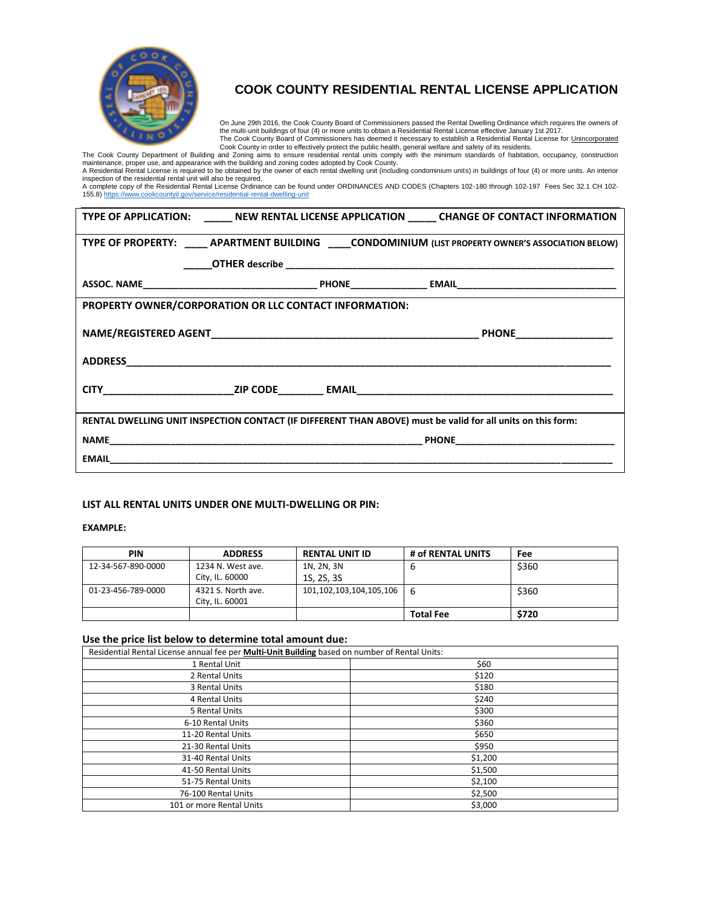# COOK COUNTY RESIDENTIAL RENTAL LICENSE APPLICATION

On June 29th 2016, the Cook County Board of Commissioners passed the Rental Dwelling Ordinance which requires the owners of the multi-unit buildings of four (4) or more units to obtain a Residential Rental License effective January 1st 2017.
The Cook County Board of Commissioners has deemed it necessary to establish a Residential Rental License for Unincorporated Cook County in order to effectively protect the public health, general welfare and safety of its residents.
The Cook County Department of Building and Zoning aims to ensure residential rental units comply with the minimum standards of habitation, occupancy, construction maintenance, proper use, and appearance with the building and zoning codes adopted by Cook County.
A Residential Rental License is required to be obtained by the owner of each rental dwelling unit (including condominium units) in buildings of four (4) or more units. An interior inspection of the residential rental unit will also be required.
A complete copy of the Residential Rental License Ordinance can be found under ORDINANCES AND CODES (Chapters 102-180 through 102-197 Fees Sec 32.1 CH 102-155.8) https://www.cookcountyil.gov/service/residential-rental-dwelling-unit

**TYPE OF APPLICATION:** _____ **NEW RENTAL LICENSE APPLICATION** _____ **CHANGE OF CONTACT INFORMATION**

**TYPE OF PROPERTY:** ____ **APARTMENT BUILDING** ____ **CONDOMINIUM (LIST PROPERTY OWNER'S ASSOCIATION BELOW)**

_____ **OTHER describe** ________________________________________________

**ASSOC. NAME** ______________________ **PHONE** ______________ **EMAIL** ______________________

**PROPERTY OWNER/CORPORATION OR LLC CONTACT INFORMATION:**

**NAME/REGISTERED AGENT** ________________________________________ **PHONE** ________________

**ADDRESS** ________________________________________________________________

**CITY** ______________________ **ZIP CODE** ________ **EMAIL** ______________________________

**RENTAL DWELLING UNIT INSPECTION CONTACT (IF DIFFERENT THAN ABOVE) must be valid for all units on this form:**

**NAME** ________________________________________________ **PHONE** ______________________

**EMAIL** ________________________________________________________________

**LIST ALL RENTAL UNITS UNDER ONE MULTI-DWELLING OR PIN:**

**EXAMPLE:**

| PIN | ADDRESS | RENTAL UNIT ID | # of RENTAL UNITS | Fee |
|---|---|---|---|---|
| 12-34-567-890-0000 | 1234 N. West ave. City, IL. 60000 | 1N, 2N, 3N 1S, 2S, 3S | 6 | $360 |
| 01-23-456-789-0000 | 4321 S. North ave. City, IL. 60001 | 101,102,103,104,105,106 | 6 | $360 |
| | | | **Total Fee** | **$720** |

## Use the price list below to determine total amount due:

| Residential Rental License annual fee per **Multi-Unit Building** based on number of Rental Units: | |
|---|---|
| 1 Rental Unit | $60 |
| 2 Rental Units | $120 |
| 3 Rental Units | $180 |
| 4 Rental Units | $240 |
| 5 Rental Units | $300 |
| 6-10 Rental Units | $360 |
| 11-20 Rental Units | $650 |
| 21-30 Rental Units | $950 |
| 31-40 Rental Units | $1,200 |
| 41-50 Rental Units | $1,500 |
| 51-75 Rental Units | $2,100 |
| 76-100 Rental Units | $2,500 |
| 101 or more Rental Units | $3,000 |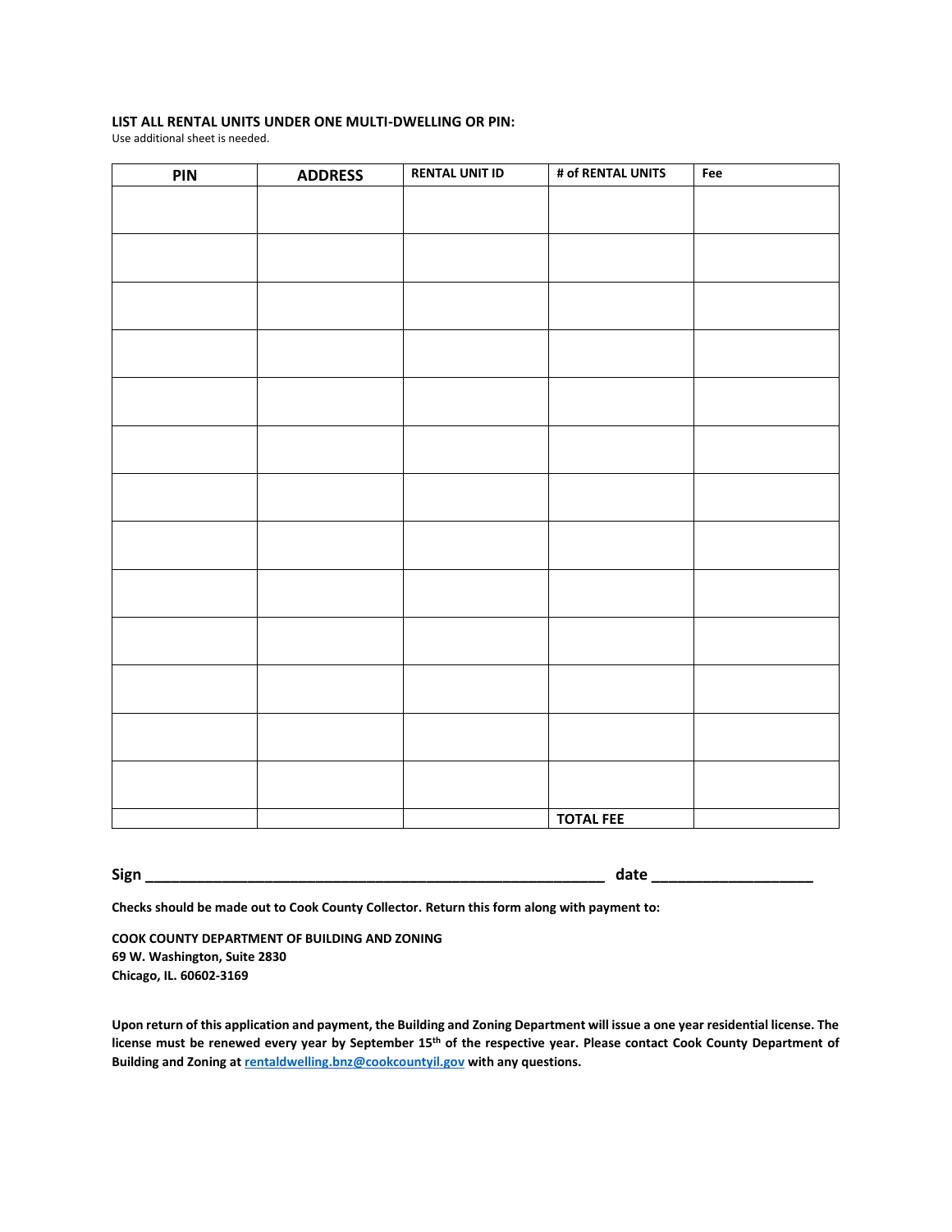**LIST ALL RENTAL UNITS UNDER ONE MULTI-DWELLING OR PIN:**
Use additional sheet is needed.

| PIN | ADDRESS | RENTAL UNIT ID | # of RENTAL UNITS | Fee |
|---|---|---|---|---|
| | | | | |
| | | | | |
| | | | | |
| | | | | |
| | | | | |
| | | | | |
| | | | | |
| | | | | |
| | | | | |
| | | | | |
| | | | | |
| | | | | |
| | | | | |
| | | | **TOTAL FEE** | |

**Sign \_\_\_\_\_\_\_\_\_\_\_\_\_\_\_\_\_\_\_\_\_\_\_\_\_\_\_\_\_\_\_\_\_\_\_\_\_\_\_\_\_\_\_\_\_\_\_\_\_\_\_\_\_\_ date \_\_\_\_\_\_\_\_\_\_\_\_\_\_\_\_\_\_\_\_**

**Checks should be made out to Cook County Collector. Return this form along with payment to:**

**COOK COUNTY DEPARTMENT OF BUILDING AND ZONING**
**69 W. Washington, Suite 2830**
**Chicago, IL. 60602-3169**

**Upon return of this application and payment, the Building and Zoning Department will issue a one year residential license. The license must be renewed every year by September 15th of the respective year. Please contact Cook County Department of Building and Zoning at rentaldwelling.bnz@cookcountyil.gov with any questions.**